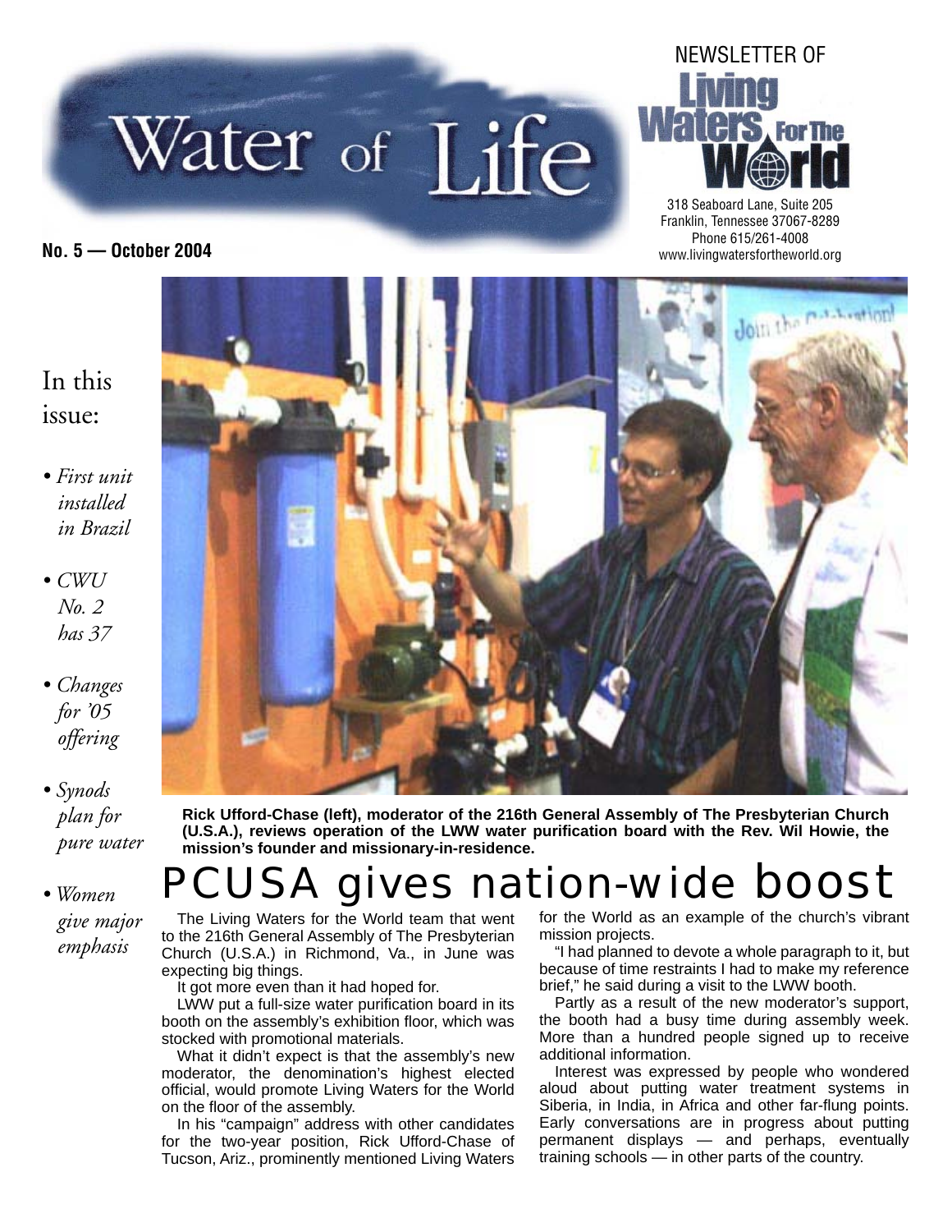# Water of Life

NEWSLETTER OF

**Living Waters For The World**

318 Seaboard Lane, Suite 205
Franklin, Tennessee 37067-8289
Phone 615/261-4008
www.livingwatersfortheworld.org

**No. 5 — October 2004**

## In this issue:

- *First unit installed in Brazil*
- *CWU No. 2 has 37*
- *Changes for '05 offering*
- *Synods plan for pure water*
- *Women give major emphasis*

**Rick Ufford-Chase (left), moderator of the 216th General Assembly of The Presbyterian Church (U.S.A.), reviews operation of the LWW water purification board with the Rev. Wil Howie, the mission's founder and missionary-in-residence.**

# PCUSA gives nation-wide boost

The Living Waters for the World team that went to the 216th General Assembly of The Presbyterian Church (U.S.A.) in Richmond, Va., in June was expecting big things.

It got more even than it had hoped for.

LWW put a full-size water purification board in its booth on the assembly's exhibition floor, which was stocked with promotional materials.

What it didn't expect is that the assembly's new moderator, the denomination's highest elected official, would promote Living Waters for the World on the floor of the assembly.

In his "campaign" address with other candidates for the two-year position, Rick Ufford-Chase of Tucson, Ariz., prominently mentioned Living Waters for the World as an example of the church's vibrant mission projects.

"I had planned to devote a whole paragraph to it, but because of time restraints I had to make my reference brief," he said during a visit to the LWW booth.

Partly as a result of the new moderator's support, the booth had a busy time during assembly week. More than a hundred people signed up to receive additional information.

Interest was expressed by people who wondered aloud about putting water treatment systems in Siberia, in India, in Africa and other far-flung points. Early conversations are in progress about putting permanent displays — and perhaps, eventually training schools — in other parts of the country.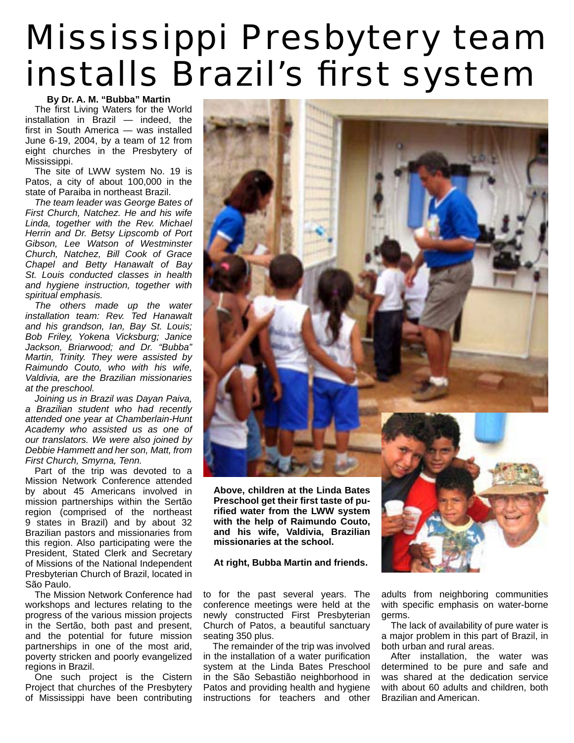# Mississippi Presbytery team installs Brazil's first system

**By Dr. A. M. "Bubba" Martin**

The first Living Waters for the World installation in Brazil — indeed, the first in South America — was installed June 6-19, 2004, by a team of 12 from eight churches in the Presbytery of Mississippi.

The site of LWW system No. 19 is Patos, a city of about 100,000 in the state of Paraiba in northeast Brazil.

*The team leader was George Bates of First Church, Natchez. He and his wife Linda, together with the Rev. Michael Herrin and Dr. Betsy Lipscomb of Port Gibson, Lee Watson of Westminster Church, Natchez, Bill Cook of Grace Chapel and Betty Hanawalt of Bay St. Louis conducted classes in health and hygiene instruction, together with spiritual emphasis.*

*The others made up the water installation team: Rev. Ted Hanawalt and his grandson, Ian, Bay St. Louis; Bob Friley, Yokena Vicksburg; Janice Jackson, Briarwood; and Dr. "Bubba" Martin, Trinity. They were assisted by Raimundo Couto, who with his wife, Valdivia, are the Brazilian missionaries at the preschool.*

*Joining us in Brazil was Dayan Paiva, a Brazilian student who had recently attended one year at Chamberlain-Hunt Academy who assisted us as one of our translators. We were also joined by Debbie Hammett and her son, Matt, from First Church, Smyrna, Tenn.*

Part of the trip was devoted to a Mission Network Conference attended by about 45 Americans involved in mission partnerships within the Sertão region (comprised of the northeast 9 states in Brazil) and by about 32 Brazilian pastors and missionaries from this region. Also participating were the President, Stated Clerk and Secretary of Missions of the National Independent Presbyterian Church of Brazil, located in São Paulo.

The Mission Network Conference had workshops and lectures relating to the progress of the various mission projects in the Sertão, both past and present, and the potential for future mission partnerships in one of the most arid, poverty stricken and poorly evangelized regions in Brazil.

One such project is the Cistern Project that churches of the Presbytery of Mississippi have been contributing to for the past several years. The conference meetings were held at the newly constructed First Presbyterian Church of Patos, a beautiful sanctuary seating 350 plus.

The remainder of the trip was involved in the installation of a water purification system at the Linda Bates Preschool in the São Sebastião neighborhood in Patos and providing health and hygiene instructions for teachers and other adults from neighboring communities with specific emphasis on water-borne germs.

The lack of availability of pure water is a major problem in this part of Brazil, in both urban and rural areas.

After installation, the water was determined to be pure and safe and was shared at the dedication service with about 60 adults and children, both Brazilian and American.

**Above, children at the Linda Bates Preschool get their first taste of purified water from the LWW system with the help of Raimundo Couto, and his wife, Valdivia, Brazilian missionaries at the school.**

**At right, Bubba Martin and friends.**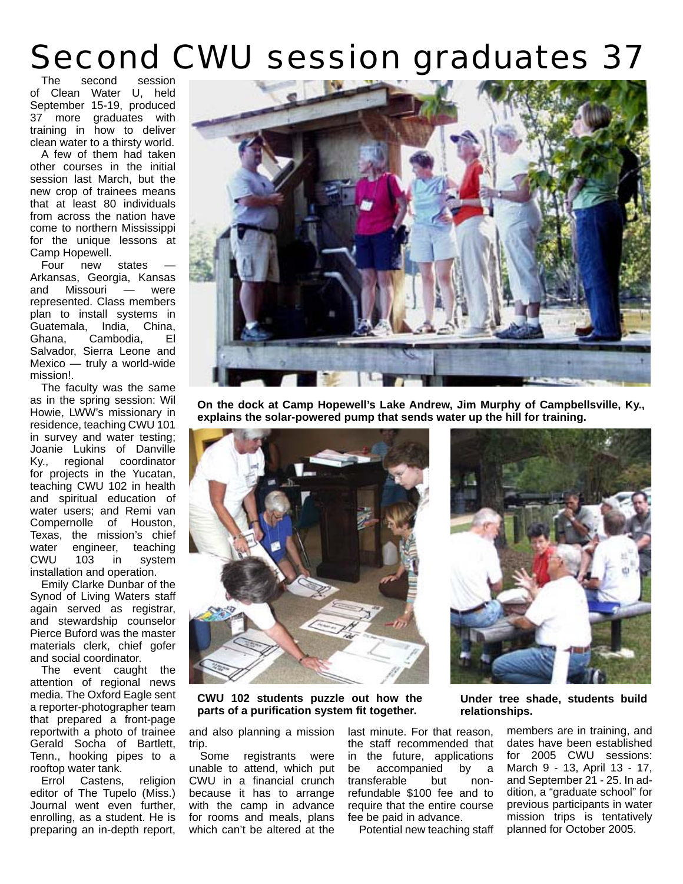# Second CWU session graduates 37

The second session of Clean Water U, held September 15-19, produced 37 more graduates with training in how to deliver clean water to a thirsty world.

A few of them had taken other courses in the initial session last March, but the new crop of trainees means that at least 80 individuals from across the nation have come to northern Mississippi for the unique lessons at Camp Hopewell.

Four new states — Arkansas, Georgia, Kansas and Missouri — were represented. Class members plan to install systems in Guatemala, India, China, Ghana, Cambodia, El Salvador, Sierra Leone and Mexico — truly a world-wide mission!.

The faculty was the same as in the spring session: Wil Howie, LWW's missionary in residence, teaching CWU 101 in survey and water testing; Joanie Lukins of Danville Ky., regional coordinator for projects in the Yucatan, teaching CWU 102 in health and spiritual education of water users; and Remi van Compernolle of Houston, Texas, the mission's chief water engineer, teaching CWU 103 in system installation and operation.

Emily Clarke Dunbar of the Synod of Living Waters staff again served as registrar, and stewardship counselor Pierce Buford was the master materials clerk, chief gofer and social coordinator.

The event caught the attention of regional news media. The Oxford Eagle sent a reporter-photographer team that prepared a front-page reportwith a photo of trainee Gerald Socha of Bartlett, Tenn., hooking pipes to a rooftop water tank.

Errol Castens, religion editor of The Tupelo (Miss.) Journal went even further, enrolling, as a student. He is preparing an in-depth report, and also planning a mission trip.

Some registrants were unable to attend, which put CWU in a financial crunch because it has to arrange with the camp in advance for rooms and meals, plans which can't be altered at the last minute. For that reason, the staff recommended that in the future, applications be accompanied by a transferable but non-refundable $100 fee and to require that the entire course fee be paid in advance.

Potential new teaching staff members are in training, and dates have been established for 2005 CWU sessions: March 9 - 13, April 13 - 17, and September 21 - 25. In addition, a "graduate school" for previous participants in water mission trips is tentatively planned for October 2005.

**On the dock at Camp Hopewell's Lake Andrew, Jim Murphy of Campbellsville, Ky., explains the solar-powered pump that sends water up the hill for training.**

**CWU 102 students puzzle out how the parts of a purification system fit together.**

**Under tree shade, students build relationships.**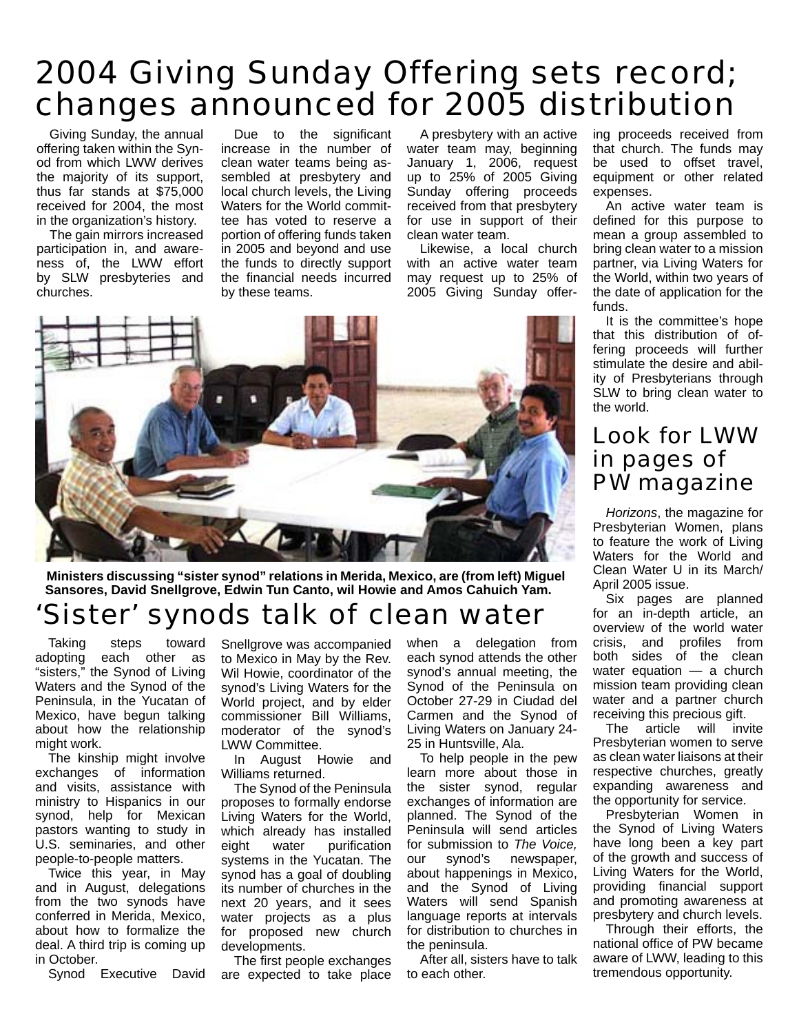# 2004 Giving Sunday Offering sets record; changes announced for 2005 distribution

Giving Sunday, the annual offering taken within the Synod from which LWW derives the majority of its support, thus far stands at $75,000 received for 2004, the most in the organization's history.

The gain mirrors increased participation in, and awareness of, the LWW effort by SLW presbyteries and churches.

Due to the significant increase in the number of clean water teams being assembled at presbytery and local church levels, the Living Waters for the World committee has voted to reserve a portion of offering funds taken in 2005 and beyond and use the funds to directly support the financial needs incurred by these teams.

A presbytery with an active water team may, beginning January 1, 2006, request up to 25% of 2005 Giving Sunday offering proceeds received from that presbytery for use in support of their clean water team.

Likewise, a local church with an active water team may request up to 25% of 2005 Giving Sunday offering proceeds received from that church. The funds may be used to offset travel, equipment or other related expenses.

An active water team is defined for this purpose to mean a group assembled to bring clean water to a mission partner, via Living Waters for the World, within two years of the date of application for the funds.

It is the committee's hope that this distribution of offering proceeds will further stimulate the desire and ability of Presbyterians through SLW to bring clean water to the world.

**Ministers discussing "sister synod" relations in Merida, Mexico, are (from left) Miguel Sansores, David Snellgrove, Edwin Tun Canto, wil Howie and Amos Cahuich Yam.**

## 'Sister' synods talk of clean water

Taking steps toward adopting each other as "sisters," the Synod of Living Waters and the Synod of the Peninsula, in the Yucatan of Mexico, have begun talking about how the relationship might work.

The kinship might involve exchanges of information and visits, assistance with ministry to Hispanics in our synod, help for Mexican pastors wanting to study in U.S. seminaries, and other people-to-people matters.

Twice this year, in May and in August, delegations from the two synods have conferred in Merida, Mexico, about how to formalize the deal. A third trip is coming up in October.

Synod Executive David Snellgrove was accompanied to Mexico in May by the Rev. Wil Howie, coordinator of the synod's Living Waters for the World project, and by elder commissioner Bill Williams, moderator of the synod's LWW Committee.

In August Howie and Williams returned.

The Synod of the Peninsula proposes to formally endorse Living Waters for the World, which already has installed eight water purification systems in the Yucatan. The synod has a goal of doubling its number of churches in the next 20 years, and it sees water projects as a plus for proposed new church developments.

The first people exchanges are expected to take place when a delegation from each synod attends the other synod's annual meeting, the Synod of the Peninsula on October 27-29 in Ciudad del Carmen and the Synod of Living Waters on January 24-25 in Huntsville, Ala.

To help people in the pew learn more about those in the sister synod, regular exchanges of information are planned. The Synod of the Peninsula will send articles for submission to *The Voice,* our synod's newspaper, about happenings in Mexico, and the Synod of Living Waters will send Spanish language reports at intervals for distribution to churches in the peninsula.

After all, sisters have to talk to each other.

## Look for LWW in pages of PW magazine

*Horizons*, the magazine for Presbyterian Women, plans to feature the work of Living Waters for the World and Clean Water U in its March/April 2005 issue.

Six pages are planned for an in-depth article, an overview of the world water crisis, and profiles from both sides of the clean water equation — a church mission team providing clean water and a partner church receiving this precious gift.

The article will invite Presbyterian women to serve as clean water liaisons at their respective churches, greatly expanding awareness and the opportunity for service.

Presbyterian Women in the Synod of Living Waters have long been a key part of the growth and success of Living Waters for the World, providing financial support and promoting awareness at presbytery and church levels.

Through their efforts, the national office of PW became aware of LWW, leading to this tremendous opportunity.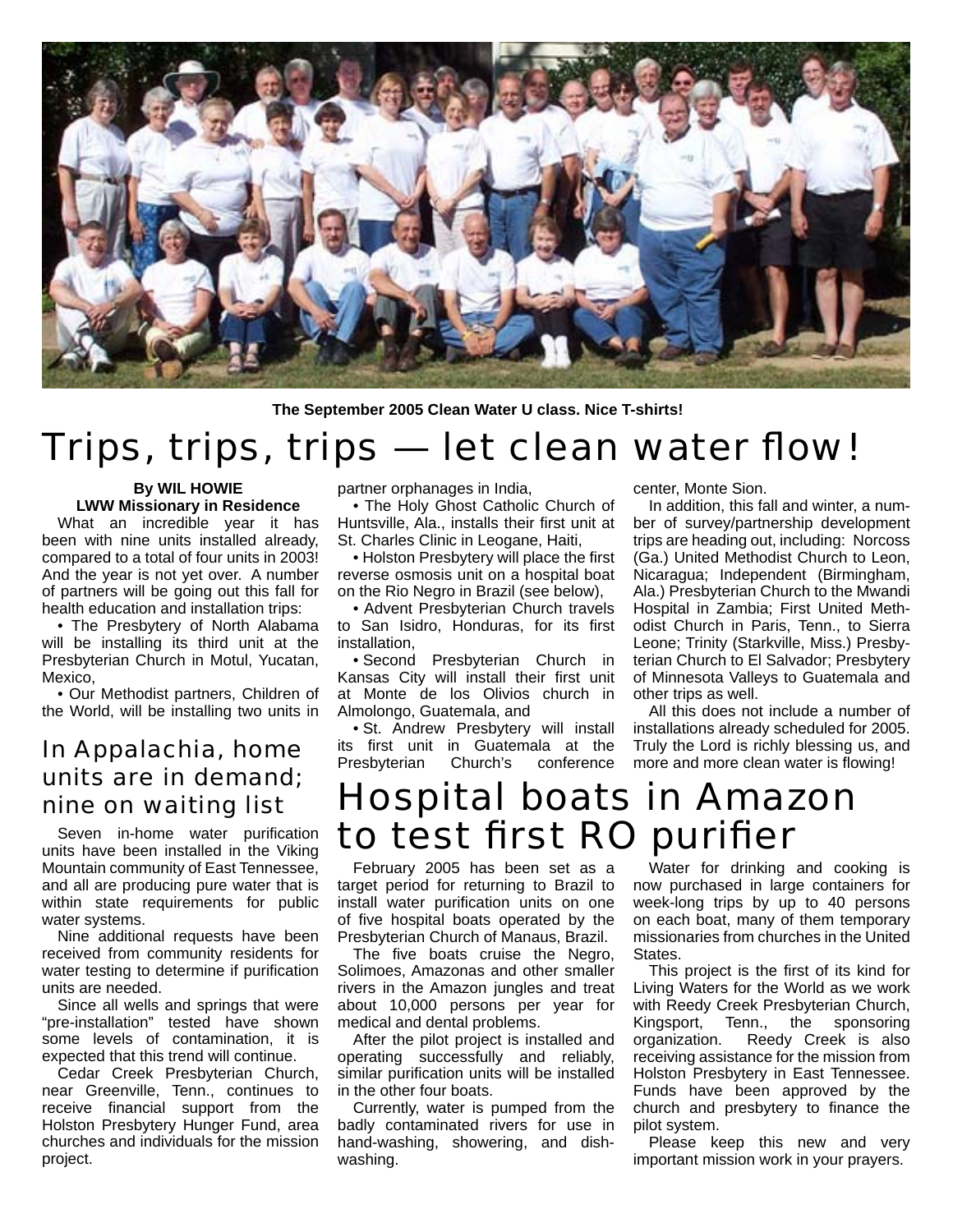The September 2005 Clean Water U class. Nice T-shirts!

# Trips, trips, trips — let clean water flow!

**By WIL HOWIE**
**LWW Missionary in Residence**

What an incredible year it has been with nine units installed already, compared to a total of four units in 2003! And the year is not yet over. A number of partners will be going out this fall for health education and installation trips:

- The Presbytery of North Alabama will be installing its third unit at the Presbyterian Church in Motul, Yucatan, Mexico,
- Our Methodist partners, Children of the World, will be installing two units in partner orphanages in India,
- The Holy Ghost Catholic Church of Huntsville, Ala., installs their first unit at St. Charles Clinic in Leogane, Haiti,
- Holston Presbytery will place the first reverse osmosis unit on a hospital boat on the Rio Negro in Brazil (see below),
- Advent Presbyterian Church travels to San Isidro, Honduras, for its first installation,
- Second Presbyterian Church in Kansas City will install their first unit at Monte de los Olivios church in Almolongo, Guatemala, and
- St. Andrew Presbytery will install its first unit in Guatemala at the Presbyterian Church's conference center, Monte Sion.

In addition, this fall and winter, a number of survey/partnership development trips are heading out, including: Norcoss (Ga.) United Methodist Church to Leon, Nicaragua; Independent (Birmingham, Ala.) Presbyterian Church to the Mwandi Hospital in Zambia; First United Methodist Church in Paris, Tenn., to Sierra Leone; Trinity (Starkville, Miss.) Presbyterian Church to El Salvador; Presbytery of Minnesota Valleys to Guatemala and other trips as well.

All this does not include a number of installations already scheduled for 2005. Truly the Lord is richly blessing us, and more and more clean water is flowing!

## In Appalachia, home units are in demand; nine on waiting list

Seven in-home water purification units have been installed in the Viking Mountain community of East Tennessee, and all are producing pure water that is within state requirements for public water systems.

Nine additional requests have been received from community residents for water testing to determine if purification units are needed.

Since all wells and springs that were "pre-installation" tested have shown some levels of contamination, it is expected that this trend will continue.

Cedar Creek Presbyterian Church, near Greenville, Tenn., continues to receive financial support from the Holston Presbytery Hunger Fund, area churches and individuals for the mission project.

# Hospital boats in Amazon to test first RO purifier

February 2005 has been set as a target period for returning to Brazil to install water purification units on one of five hospital boats operated by the Presbyterian Church of Manaus, Brazil.

The five boats cruise the Negro, Solimoes, Amazonas and other smaller rivers in the Amazon jungles and treat about 10,000 persons per year for medical and dental problems.

After the pilot project is installed and operating successfully and reliably, similar purification units will be installed in the other four boats.

Currently, water is pumped from the badly contaminated rivers for use in hand-washing, showering, and dish-washing.

Water for drinking and cooking is now purchased in large containers for week-long trips by up to 40 persons on each boat, many of them temporary missionaries from churches in the United States.

This project is the first of its kind for Living Waters for the World as we work with Reedy Creek Presbyterian Church, Kingsport, Tenn., the sponsoring organization. Reedy Creek is also receiving assistance for the mission from Holston Presbytery in East Tennessee. Funds have been approved by the church and presbytery to finance the pilot system.

Please keep this new and very important mission work in your prayers.